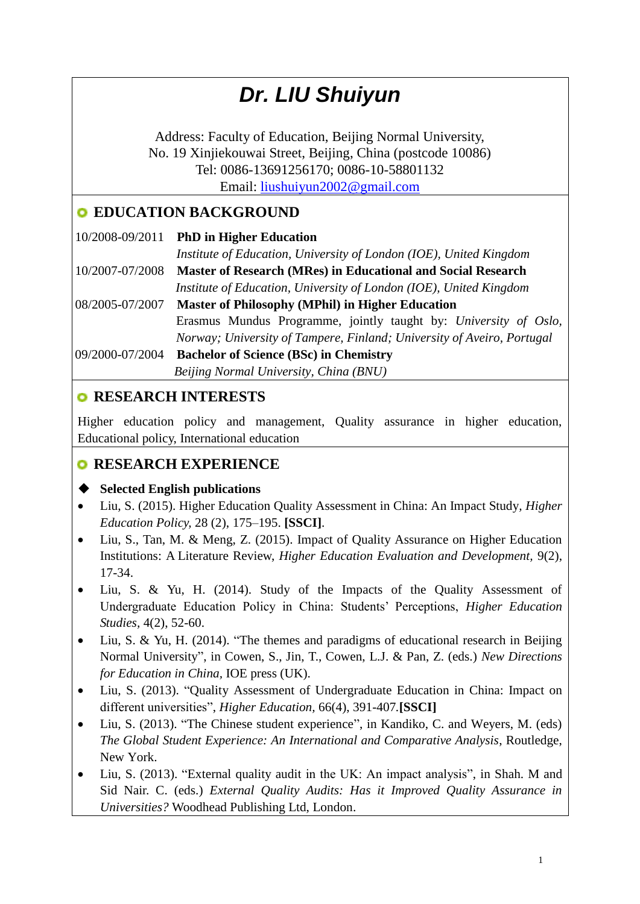# *Dr. LIU Shuiyun*

Address: Faculty of Education, Beijing Normal University,
No. 19 Xinjiekouwai Street, Beijing, China (postcode 10086)
Tel: 0086-13691256170; 0086-10-58801132
Email: liushuiyun2002@gmail.com

## EDUCATION BACKGROUND

10/2008-09/2011 **PhD in Higher Education**
*Institute of Education, University of London (IOE), United Kingdom*

10/2007-07/2008 **Master of Research (MRes) in Educational and Social Research**
*Institute of Education, University of London (IOE), United Kingdom*

08/2005-07/2007 **Master of Philosophy (MPhil) in Higher Education**
Erasmus Mundus Programme, jointly taught by: *University of Oslo, Norway; University of Tampere, Finland; University of Aveiro, Portugal*

09/2000-07/2004 **Bachelor of Science (BSc) in Chemistry**
*Beijing Normal University, China (BNU)*

## RESEARCH INTERESTS

Higher education policy and management, Quality assurance in higher education, Educational policy, International education

## RESEARCH EXPERIENCE

### Selected English publications

- Liu, S. (2015). Higher Education Quality Assessment in China: An Impact Study, *Higher Education Policy*, 28 (2), 175–195. **[SSCI]**.
- Liu, S., Tan, M. & Meng, Z. (2015). Impact of Quality Assurance on Higher Education Institutions: A Literature Review, *Higher Education Evaluation and Development*, 9(2), 17-34.
- Liu, S. & Yu, H. (2014). Study of the Impacts of the Quality Assessment of Undergraduate Education Policy in China: Students' Perceptions, *Higher Education Studies*, 4(2), 52-60.
- Liu, S. & Yu, H. (2014). "The themes and paradigms of educational research in Beijing Normal University", in Cowen, S., Jin, T., Cowen, L.J. & Pan, Z. (eds.) *New Directions for Education in China*, IOE press (UK).
- Liu, S. (2013). "Quality Assessment of Undergraduate Education in China: Impact on different universities", *Higher Education*, 66(4), 391-407.**[SSCI]**
- Liu, S. (2013). "The Chinese student experience", in Kandiko, C. and Weyers, M. (eds) *The Global Student Experience: An International and Comparative Analysis*, Routledge, New York.
- Liu, S. (2013). "External quality audit in the UK: An impact analysis", in Shah. M and Sid Nair. C. (eds.) *External Quality Audits: Has it Improved Quality Assurance in Universities?* Woodhead Publishing Ltd, London.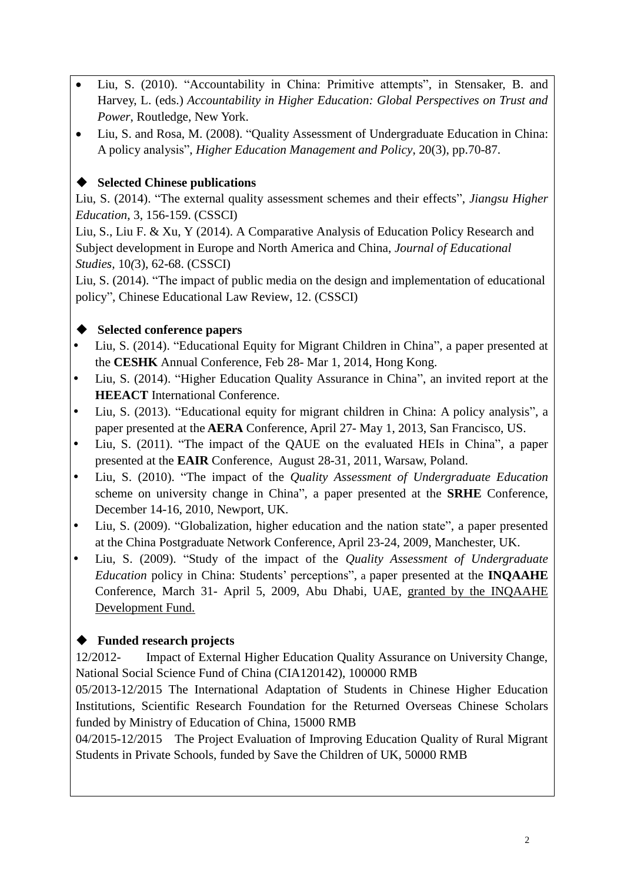- Liu, S. (2010). "Accountability in China: Primitive attempts", in Stensaker, B. and Harvey, L. (eds.) *Accountability in Higher Education: Global Perspectives on Trust and Power*, Routledge, New York.
- Liu, S. and Rosa, M. (2008). "Quality Assessment of Undergraduate Education in China: A policy analysis", *Higher Education Management and Policy*, 20(3), pp.70-87.

### ◆ Selected Chinese publications

Liu, S. (2014). "The external quality assessment schemes and their effects", *Jiangsu Higher Education*, 3, 156-159. (CSSCI)

Liu, S., Liu F. & Xu, Y (2014). A Comparative Analysis of Education Policy Research and Subject development in Europe and North America and China, *Journal of Educational Studies*, 10*(*3), 62-68. (CSSCI)

Liu, S. (2014). "The impact of public media on the design and implementation of educational policy", Chinese Educational Law Review, 12. (CSSCI)

### ◆ Selected conference papers

- Liu, S. (2014). "Educational Equity for Migrant Children in China", a paper presented at the **CESHK** Annual Conference, Feb 28- Mar 1, 2014, Hong Kong.
- Liu, S. (2014). "Higher Education Quality Assurance in China", an invited report at the **HEEACT** International Conference.
- Liu, S. (2013). "Educational equity for migrant children in China: A policy analysis", a paper presented at the **AERA** Conference, April 27- May 1, 2013, San Francisco, US.
- Liu, S. (2011). "The impact of the QAUE on the evaluated HEIs in China", a paper presented at the **EAIR** Conference, August 28-31, 2011, Warsaw, Poland.
- Liu, S. (2010). "The impact of the *Quality Assessment of Undergraduate Education* scheme on university change in China", a paper presented at the **SRHE** Conference, December 14-16, 2010, Newport, UK.
- Liu, S. (2009). "Globalization, higher education and the nation state", a paper presented at the China Postgraduate Network Conference, April 23-24, 2009, Manchester, UK.
- Liu, S. (2009). "Study of the impact of the *Quality Assessment of Undergraduate Education* policy in China: Students' perceptions", a paper presented at the **INQAAHE** Conference, March 31- April 5, 2009, Abu Dhabi, UAE, <u>granted by the INQAAHE Development Fund.</u>

### ◆ Funded research projects

12/2012- Impact of External Higher Education Quality Assurance on University Change, National Social Science Fund of China (CIA120142), 100000 RMB

05/2013-12/2015 The International Adaptation of Students in Chinese Higher Education Institutions, Scientific Research Foundation for the Returned Overseas Chinese Scholars funded by Ministry of Education of China, 15000 RMB

04/2015-12/2015 The Project Evaluation of Improving Education Quality of Rural Migrant Students in Private Schools, funded by Save the Children of UK, 50000 RMB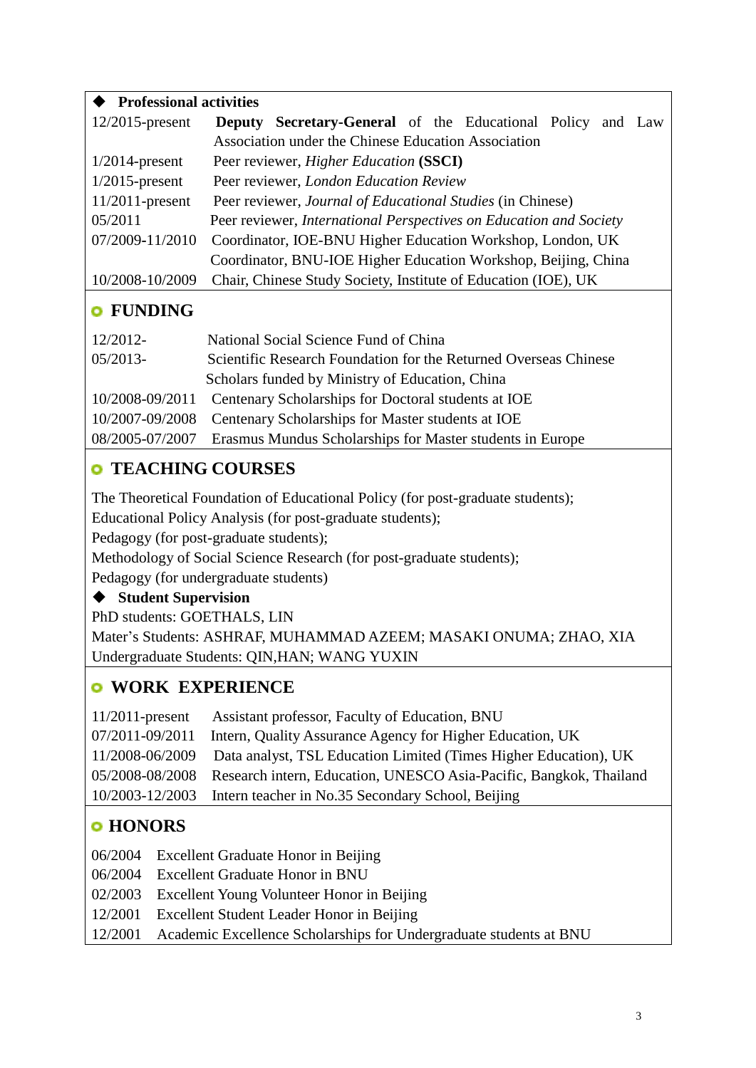### ◆ Professional activities

| | |
|---|---|
| 12/2015-present | **Deputy Secretary-General** of the Educational Policy and Law Association under the Chinese Education Association |
| 1/2014-present | Peer reviewer, *Higher Education* **(SSCI)** |
| 1/2015-present | Peer reviewer, *London Education Review* |
| 11/2011-present | Peer reviewer, *Journal of Educational Studies* (in Chinese) |
| 05/2011 | Peer reviewer, *International Perspectives on Education and Society* |
| 07/2009-11/2010 | Coordinator, IOE-BNU Higher Education Workshop, London, UK |
| | Coordinator, BNU-IOE Higher Education Workshop, Beijing, China |
| 10/2008-10/2009 | Chair, Chinese Study Society, Institute of Education (IOE), UK |

## FUNDING

| | |
|---|---|
| 12/2012- | National Social Science Fund of China |
| 05/2013- | Scientific Research Foundation for the Returned Overseas Chinese Scholars funded by Ministry of Education, China |
| 10/2008-09/2011 | Centenary Scholarships for Doctoral students at IOE |
| 10/2007-09/2008 | Centenary Scholarships for Master students at IOE |
| 08/2005-07/2007 | Erasmus Mundus Scholarships for Master students in Europe |

## TEACHING COURSES

The Theoretical Foundation of Educational Policy (for post-graduate students);
Educational Policy Analysis (for post-graduate students);
Pedagogy (for post-graduate students);
Methodology of Social Science Research (for post-graduate students);
Pedagogy (for undergraduate students)

### ◆ Student Supervision

PhD students: GOETHALS, LIN
Mater's Students: ASHRAF, MUHAMMAD AZEEM; MASAKI ONUMA; ZHAO, XIA
Undergraduate Students: QIN,HAN; WANG YUXIN

## WORK EXPERIENCE

| | |
|---|---|
| 11/2011-present | Assistant professor, Faculty of Education, BNU |
| 07/2011-09/2011 | Intern, Quality Assurance Agency for Higher Education, UK |
| 11/2008-06/2009 | Data analyst, TSL Education Limited (Times Higher Education), UK |
| 05/2008-08/2008 | Research intern, Education, UNESCO Asia-Pacific, Bangkok, Thailand |
| 10/2003-12/2003 | Intern teacher in No.35 Secondary School, Beijing |

## HONORS

| | |
|---|---|
| 06/2004 | Excellent Graduate Honor in Beijing |
| 06/2004 | Excellent Graduate Honor in BNU |
| 02/2003 | Excellent Young Volunteer Honor in Beijing |
| 12/2001 | Excellent Student Leader Honor in Beijing |
| 12/2001 | Academic Excellence Scholarships for Undergraduate students at BNU |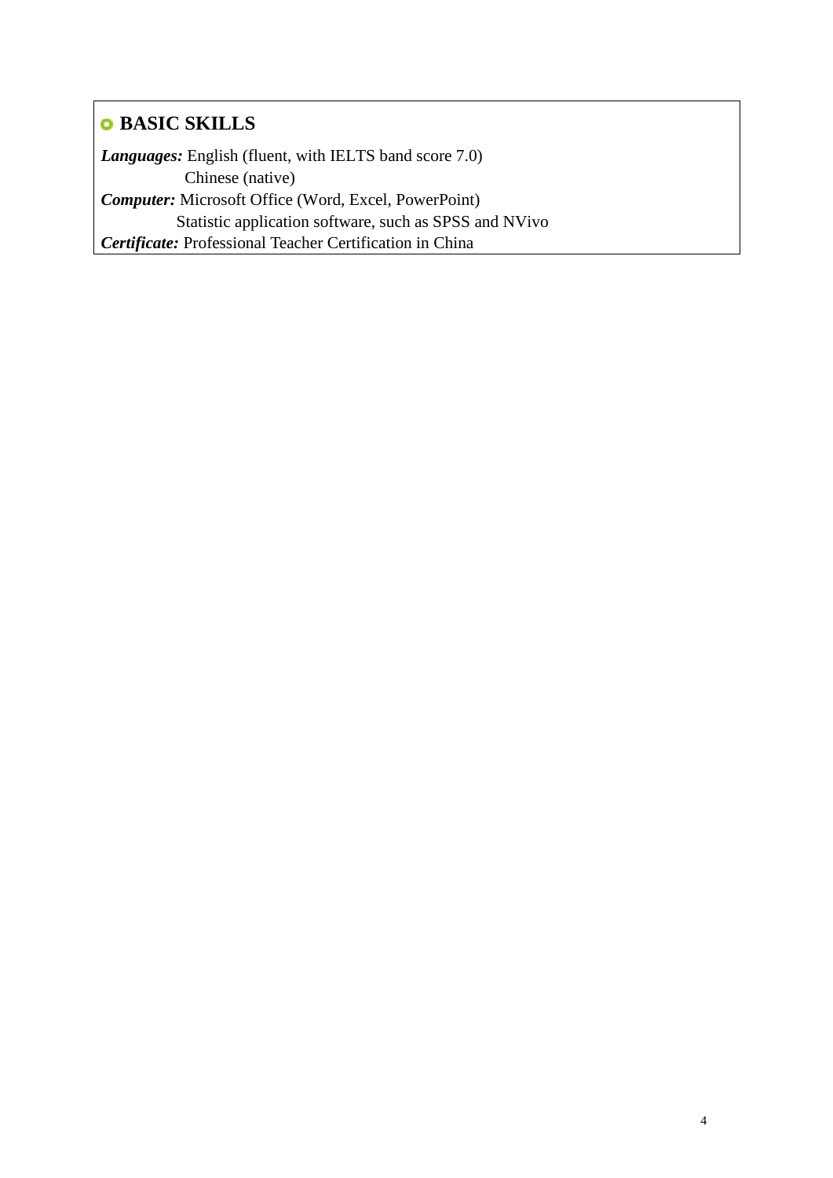## BASIC SKILLS

***Languages:*** English (fluent, with IELTS band score 7.0)
Chinese (native)

***Computer:*** Microsoft Office (Word, Excel, PowerPoint)
Statistic application software, such as SPSS and NVivo

***Certificate:*** Professional Teacher Certification in China